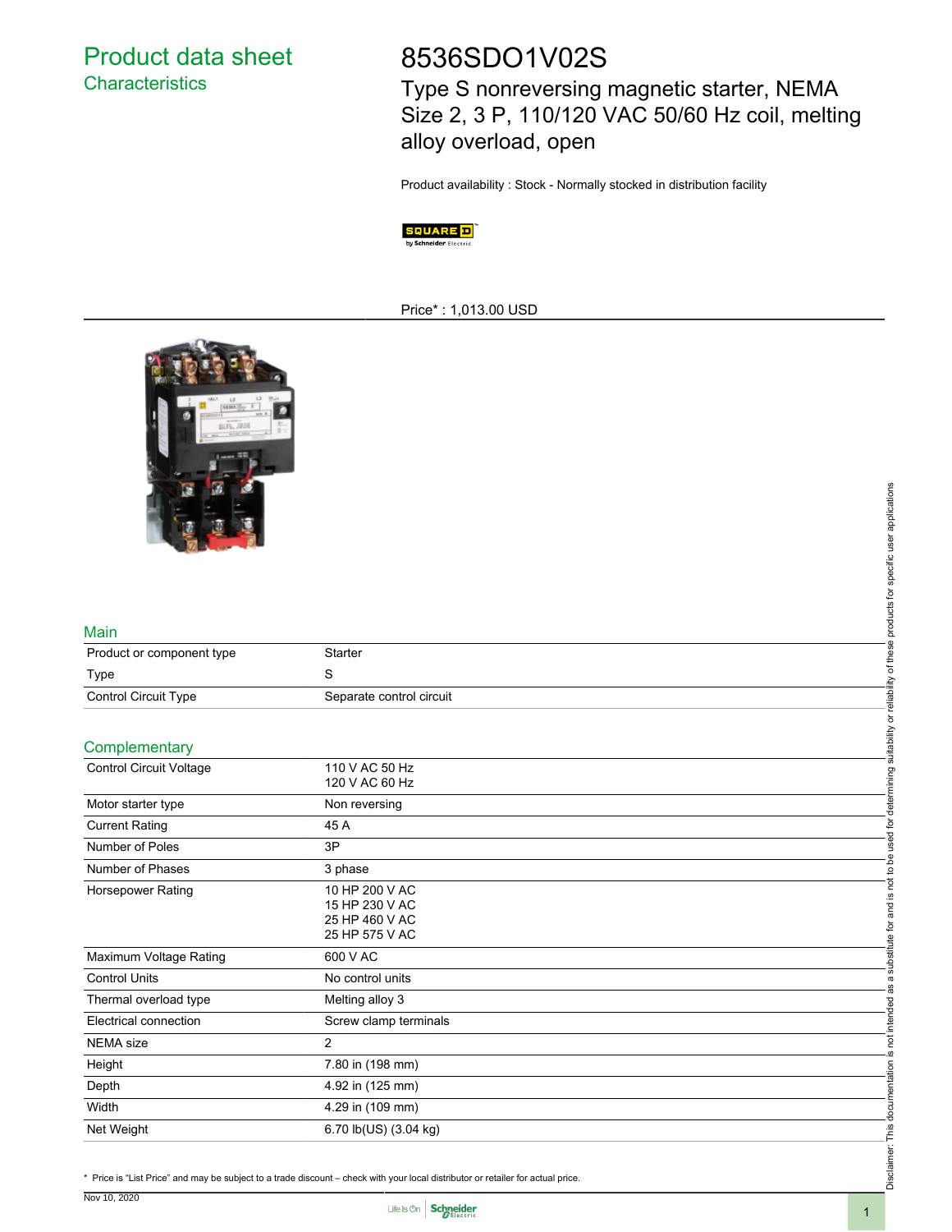# Product data sheet

## Characteristics

# 8536SDO1V02S

Type S nonreversing magnetic starter, NEMA Size 2, 3 P, 110/120 VAC 50/60 Hz coil, melting alloy overload, open

Product availability : Stock - Normally stocked in distribution facility

Price* : 1,013.00 USD

## Main

| | |
|---|---|
| Product or component type | Starter |
| Type | S |
| Control Circuit Type | Separate control circuit |

## Complementary

| | |
|---|---|
| Control Circuit Voltage | 110 V AC 50 Hz<br>120 V AC 60 Hz |
| Motor starter type | Non reversing |
| Current Rating | 45 A |
| Number of Poles | 3P |
| Number of Phases | 3 phase |
| Horsepower Rating | 10 HP 200 V AC<br>15 HP 230 V AC<br>25 HP 460 V AC<br>25 HP 575 V AC |
| Maximum Voltage Rating | 600 V AC |
| Control Units | No control units |
| Thermal overload type | Melting alloy 3 |
| Electrical connection | Screw clamp terminals |
| NEMA size | 2 |
| Height | 7.80 in (198 mm) |
| Depth | 4.92 in (125 mm) |
| Width | 4.29 in (109 mm) |
| Net Weight | 6.70 lb(US) (3.04 kg) |

\* Price is "List Price" and may be subject to a trade discount – check with your local distributor or retailer for actual price.

Disclaimer: This documentation is not intended as a substitute for and is not to be used for determining suitability or reliability of these products for specific user applications

Nov 10, 2020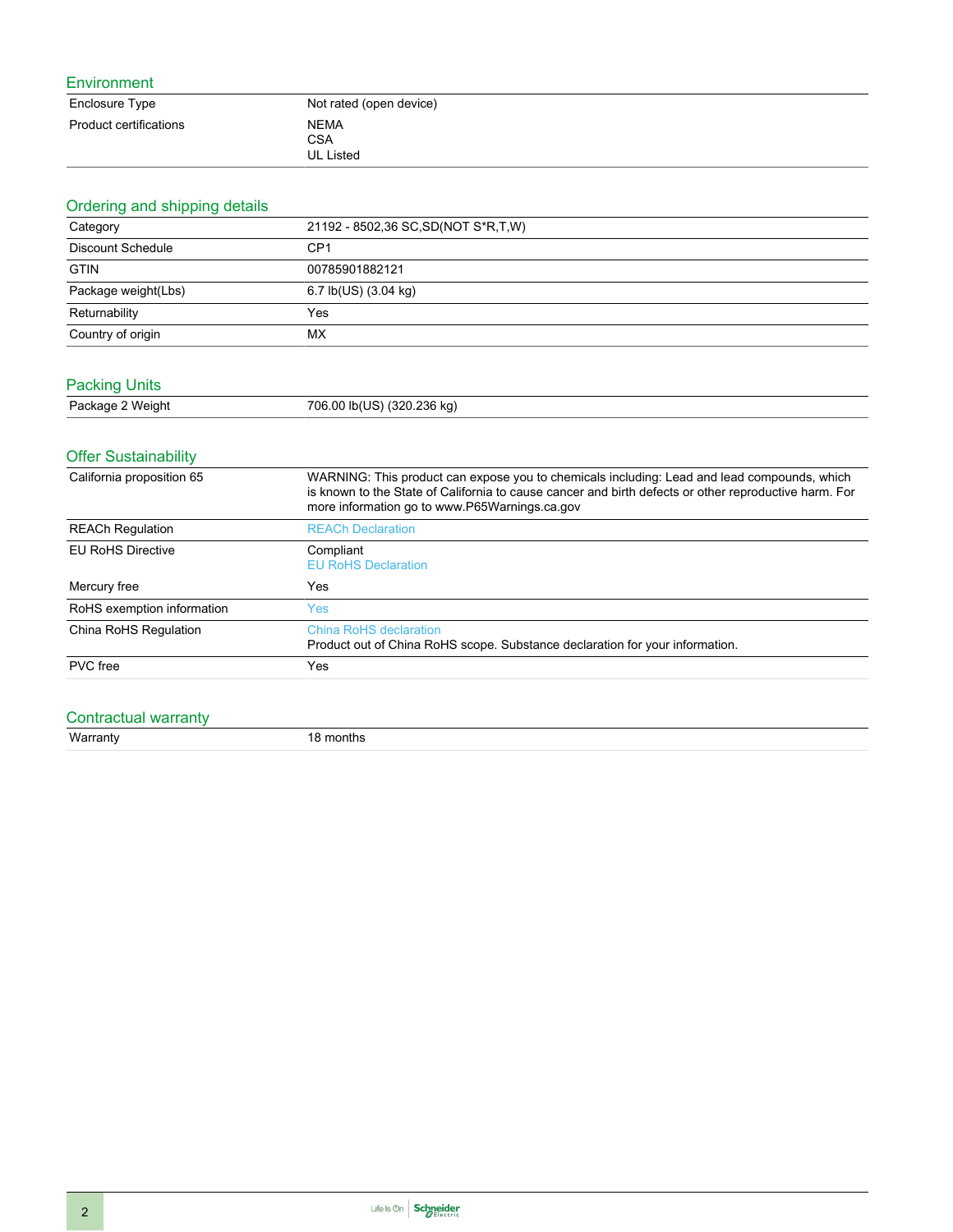## Environment

| | |
|---|---|
| Enclosure Type | Not rated (open device) |
| Product certifications | NEMA<br>CSA<br>UL Listed |

## Ordering and shipping details

| | |
|---|---|
| Category | 21192 - 8502,36 SC,SD(NOT S*R,T,W) |
| Discount Schedule | CP1 |
| GTIN | 00785901882121 |
| Package weight(Lbs) | 6.7 lb(US) (3.04 kg) |
| Returnability | Yes |
| Country of origin | MX |

## Packing Units

| | |
|---|---|
| Package 2 Weight | 706.00 lb(US) (320.236 kg) |

## Offer Sustainability

| | |
|---|---|
| California proposition 65 | WARNING: This product can expose you to chemicals including: Lead and lead compounds, which is known to the State of California to cause cancer and birth defects or other reproductive harm. For more information go to www.P65Warnings.ca.gov |
| REACh Regulation | REACh Declaration |
| EU RoHS Directive | Compliant<br>EU RoHS Declaration |
| Mercury free | Yes |
| RoHS exemption information | Yes |
| China RoHS Regulation | China RoHS declaration<br>Product out of China RoHS scope. Substance declaration for your information. |
| PVC free | Yes |

## Contractual warranty

| | |
|---|---|
| Warranty | 18 months |